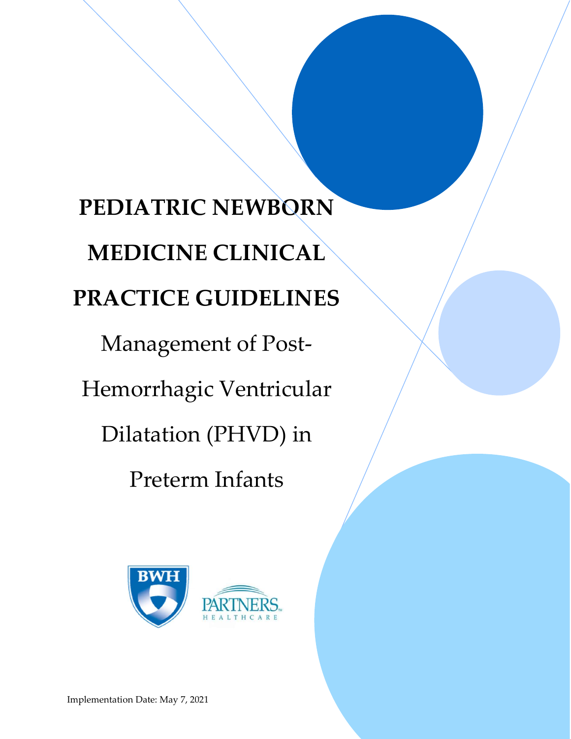# PEDIATRIC NEWBORN MEDICINE CLINICAL PRACTICE GUIDELINES

## Management of Post-Hemorrhagic Ventricular Dilatation (PHVD) in Preterm Infants

BWH

PARTNERS HEALTHCARE

Implementation Date: May 7, 2021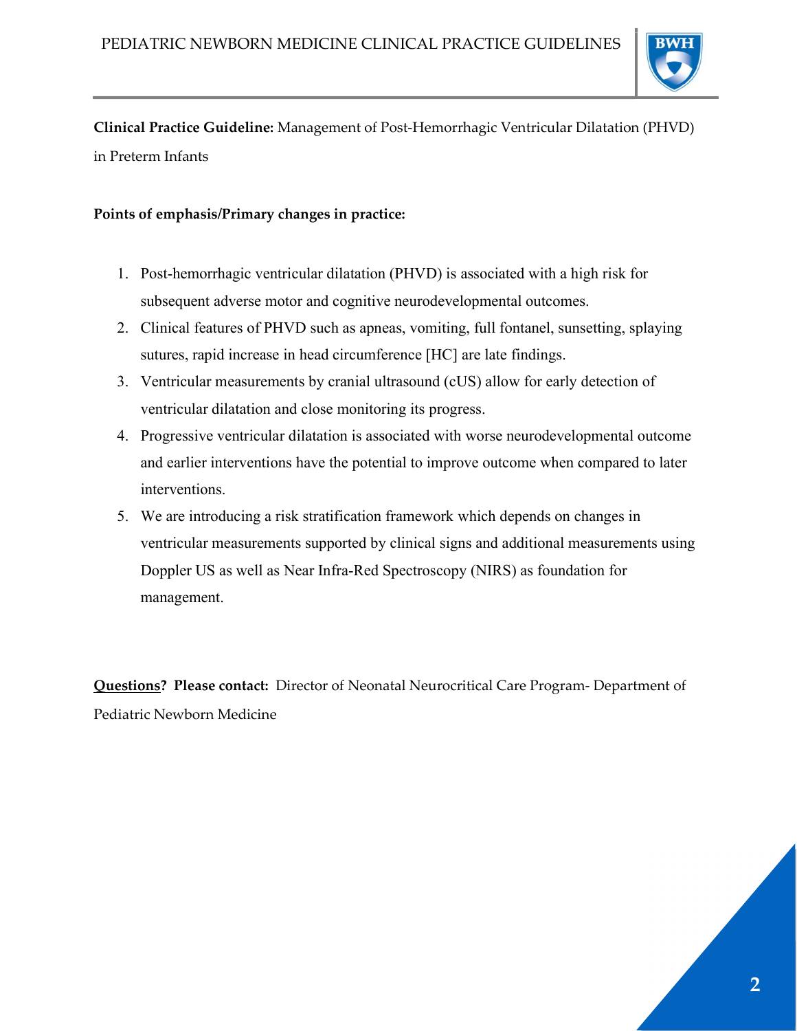**Clinical Practice Guideline:** Management of Post-Hemorrhagic Ventricular Dilatation (PHVD) in Preterm Infants

**Points of emphasis/Primary changes in practice:**

1. Post-hemorrhagic ventricular dilatation (PHVD) is associated with a high risk for subsequent adverse motor and cognitive neurodevelopmental outcomes.
2. Clinical features of PHVD such as apneas, vomiting, full fontanel, sunsetting, splaying sutures, rapid increase in head circumference [HC] are late findings.
3. Ventricular measurements by cranial ultrasound (cUS) allow for early detection of ventricular dilatation and close monitoring its progress.
4. Progressive ventricular dilatation is associated with worse neurodevelopmental outcome and earlier interventions have the potential to improve outcome when compared to later interventions.
5. We are introducing a risk stratification framework which depends on changes in ventricular measurements supported by clinical signs and additional measurements using Doppler US as well as Near Infra-Red Spectroscopy (NIRS) as foundation for management.

**Questions? Please contact:** Director of Neonatal Neurocritical Care Program- Department of Pediatric Newborn Medicine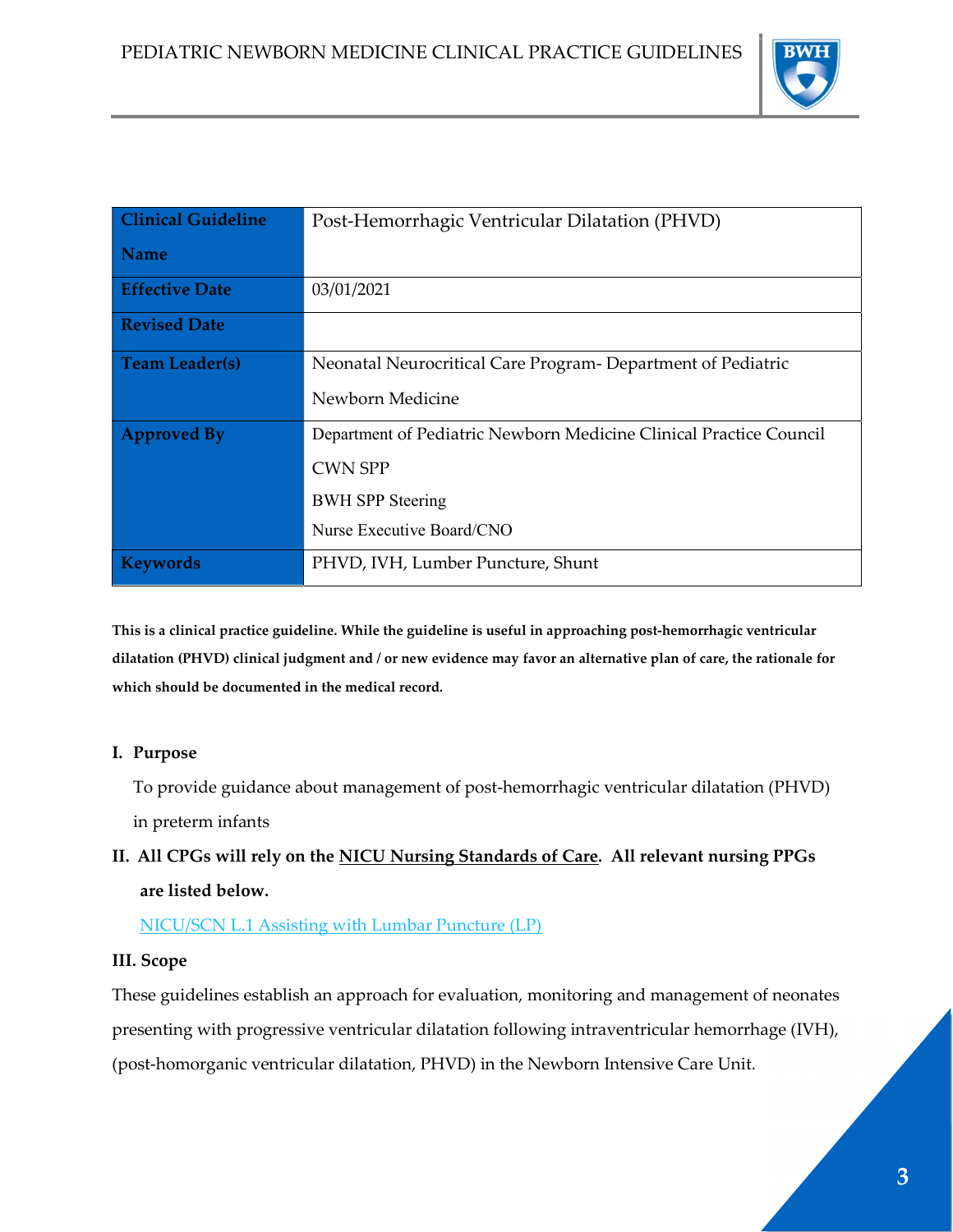| Clinical Guideline Name | Post-Hemorrhagic Ventricular Dilatation (PHVD) |
| --- | --- |
| Effective Date | 03/01/2021 |
| Revised Date | |
| Team Leader(s) | Neonatal Neurocritical Care Program- Department of Pediatric Newborn Medicine |
| Approved By | Department of Pediatric Newborn Medicine Clinical Practice Council<br>CWN SPP<br>BWH SPP Steering<br>Nurse Executive Board/CNO |
| Keywords | PHVD, IVH, Lumber Puncture, Shunt |

**This is a clinical practice guideline. While the guideline is useful in approaching post-hemorrhagic ventricular dilatation (PHVD) clinical judgment and / or new evidence may favor an alternative plan of care, the rationale for which should be documented in the medical record.**

## I. Purpose

To provide guidance about management of post-hemorrhagic ventricular dilatation (PHVD) in preterm infants

## II. All CPGs will rely on the NICU Nursing Standards of Care. All relevant nursing PPGs are listed below.

NICU/SCN L.1 Assisting with Lumbar Puncture (LP)

## III. Scope

These guidelines establish an approach for evaluation, monitoring and management of neonates presenting with progressive ventricular dilatation following intraventricular hemorrhage (IVH), (post-homorganic ventricular dilatation, PHVD) in the Newborn Intensive Care Unit.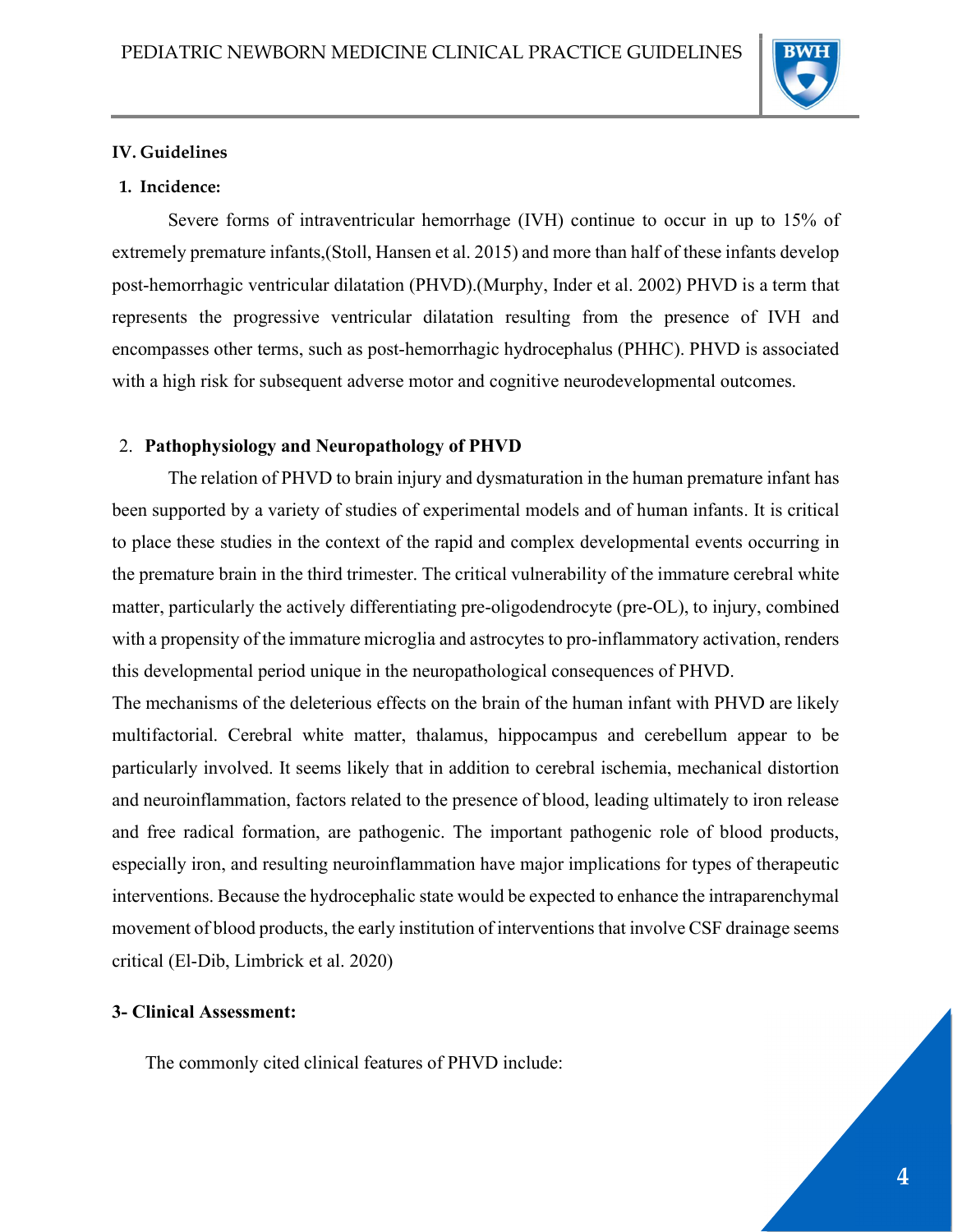## IV. Guidelines

### 1. Incidence:

Severe forms of intraventricular hemorrhage (IVH) continue to occur in up to 15% of extremely premature infants,(Stoll, Hansen et al. 2015) and more than half of these infants develop post-hemorrhagic ventricular dilatation (PHVD).(Murphy, Inder et al. 2002) PHVD is a term that represents the progressive ventricular dilatation resulting from the presence of IVH and encompasses other terms, such as post-hemorrhagic hydrocephalus (PHHC). PHVD is associated with a high risk for subsequent adverse motor and cognitive neurodevelopmental outcomes.

### 2. Pathophysiology and Neuropathology of PHVD

The relation of PHVD to brain injury and dysmaturation in the human premature infant has been supported by a variety of studies of experimental models and of human infants. It is critical to place these studies in the context of the rapid and complex developmental events occurring in the premature brain in the third trimester. The critical vulnerability of the immature cerebral white matter, particularly the actively differentiating pre-oligodendrocyte (pre-OL), to injury, combined with a propensity of the immature microglia and astrocytes to pro-inflammatory activation, renders this developmental period unique in the neuropathological consequences of PHVD.

The mechanisms of the deleterious effects on the brain of the human infant with PHVD are likely multifactorial. Cerebral white matter, thalamus, hippocampus and cerebellum appear to be particularly involved. It seems likely that in addition to cerebral ischemia, mechanical distortion and neuroinflammation, factors related to the presence of blood, leading ultimately to iron release and free radical formation, are pathogenic. The important pathogenic role of blood products, especially iron, and resulting neuroinflammation have major implications for types of therapeutic interventions. Because the hydrocephalic state would be expected to enhance the intraparenchymal movement of blood products, the early institution of interventions that involve CSF drainage seems critical (El-Dib, Limbrick et al. 2020)

### 3- Clinical Assessment:

The commonly cited clinical features of PHVD include: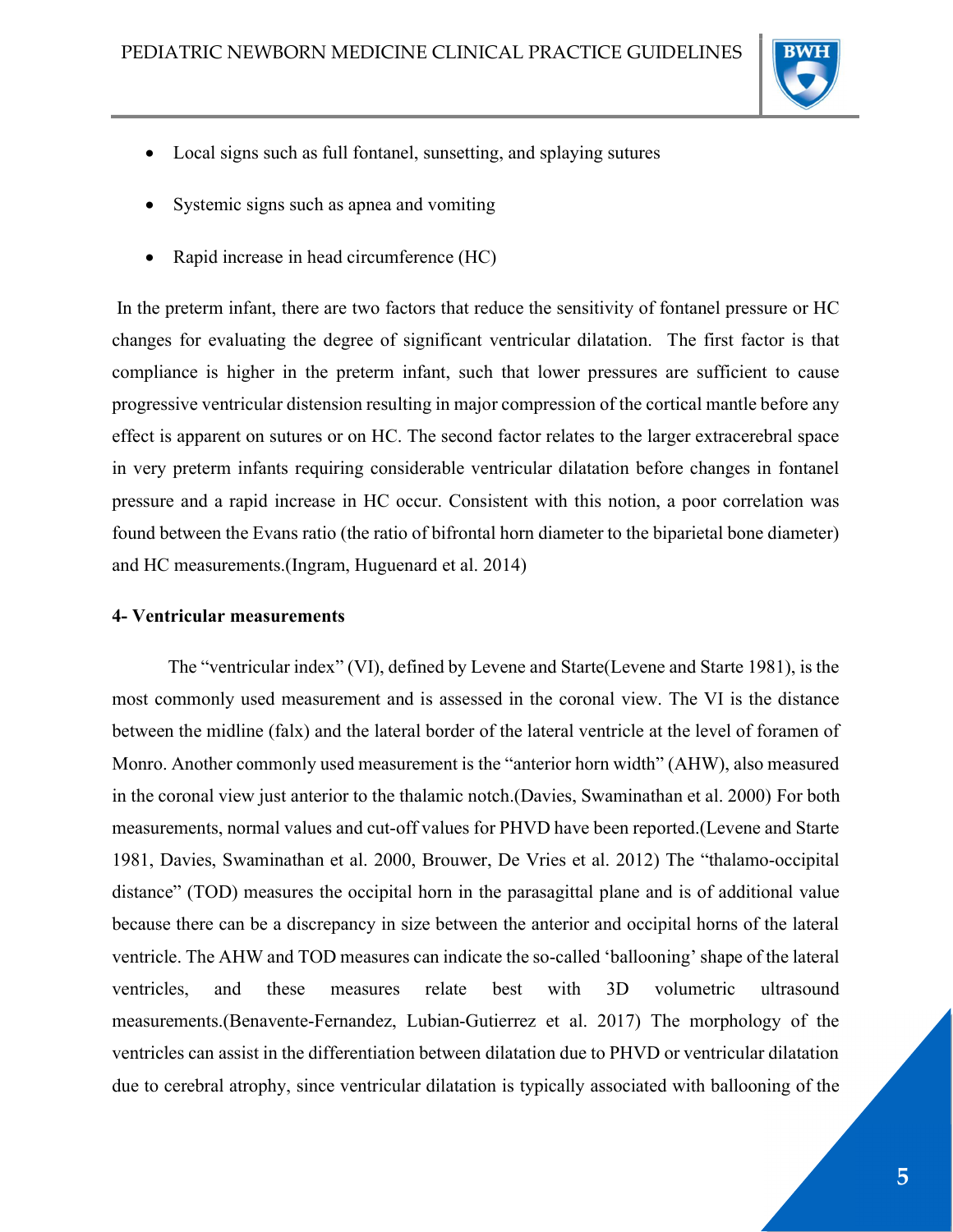- Local signs such as full fontanel, sunsetting, and splaying sutures
- Systemic signs such as apnea and vomiting
- Rapid increase in head circumference (HC)

In the preterm infant, there are two factors that reduce the sensitivity of fontanel pressure or HC changes for evaluating the degree of significant ventricular dilatation. The first factor is that compliance is higher in the preterm infant, such that lower pressures are sufficient to cause progressive ventricular distension resulting in major compression of the cortical mantle before any effect is apparent on sutures or on HC. The second factor relates to the larger extracerebral space in very preterm infants requiring considerable ventricular dilatation before changes in fontanel pressure and a rapid increase in HC occur. Consistent with this notion, a poor correlation was found between the Evans ratio (the ratio of bifrontal horn diameter to the biparietal bone diameter) and HC measurements.(Ingram, Huguenard et al. 2014)

**4- Ventricular measurements**

The "ventricular index" (VI), defined by Levene and Starte(Levene and Starte 1981), is the most commonly used measurement and is assessed in the coronal view. The VI is the distance between the midline (falx) and the lateral border of the lateral ventricle at the level of foramen of Monro. Another commonly used measurement is the "anterior horn width" (AHW), also measured in the coronal view just anterior to the thalamic notch.(Davies, Swaminathan et al. 2000) For both measurements, normal values and cut-off values for PHVD have been reported.(Levene and Starte 1981, Davies, Swaminathan et al. 2000, Brouwer, De Vries et al. 2012) The "thalamo-occipital distance" (TOD) measures the occipital horn in the parasagittal plane and is of additional value because there can be a discrepancy in size between the anterior and occipital horns of the lateral ventricle. The AHW and TOD measures can indicate the so-called 'ballooning' shape of the lateral ventricles, and these measures relate best with 3D volumetric ultrasound measurements.(Benavente-Fernandez, Lubian-Gutierrez et al. 2017) The morphology of the ventricles can assist in the differentiation between dilatation due to PHVD or ventricular dilatation due to cerebral atrophy, since ventricular dilatation is typically associated with ballooning of the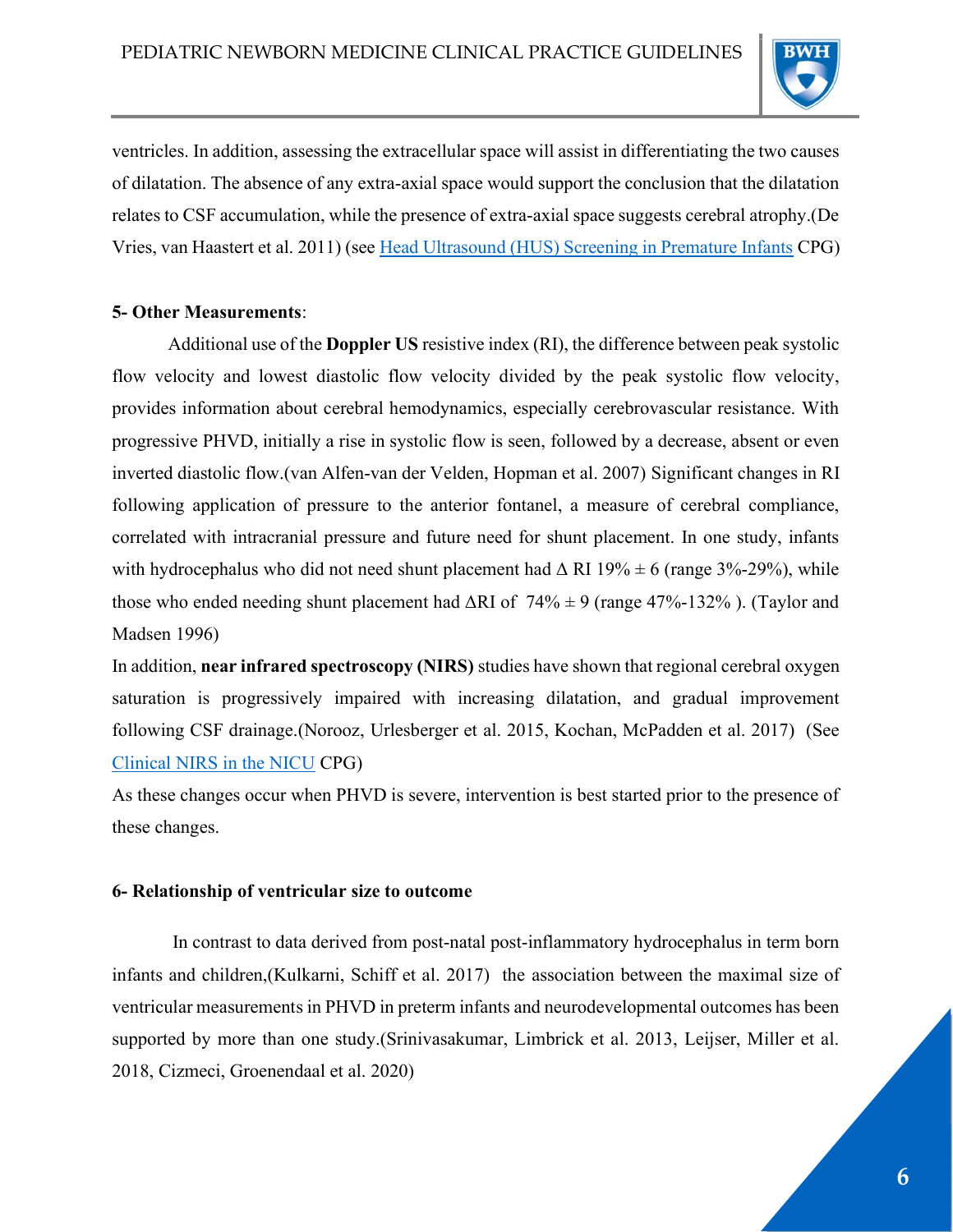ventricles. In addition, assessing the extracellular space will assist in differentiating the two causes of dilatation. The absence of any extra-axial space would support the conclusion that the dilatation relates to CSF accumulation, while the presence of extra-axial space suggests cerebral atrophy.(De Vries, van Haastert et al. 2011) (see [Head Ultrasound (HUS) Screening in Premature Infants]() CPG)

**5- Other Measurements**:

Additional use of the **Doppler US** resistive index (RI), the difference between peak systolic flow velocity and lowest diastolic flow velocity divided by the peak systolic flow velocity, provides information about cerebral hemodynamics, especially cerebrovascular resistance. With progressive PHVD, initially a rise in systolic flow is seen, followed by a decrease, absent or even inverted diastolic flow.(van Alfen-van der Velden, Hopman et al. 2007) Significant changes in RI following application of pressure to the anterior fontanel, a measure of cerebral compliance, correlated with intracranial pressure and future need for shunt placement. In one study, infants with hydrocephalus who did not need shunt placement had $\Delta$ RI 19% $\pm$ 6 (range 3%-29%), while those who ended needing shunt placement had $\Delta$RI of 74% $\pm$ 9 (range 47%-132% ). (Taylor and Madsen 1996)

In addition, **near infrared spectroscopy (NIRS)** studies have shown that regional cerebral oxygen saturation is progressively impaired with increasing dilatation, and gradual improvement following CSF drainage.(Norooz, Urlesberger et al. 2015, Kochan, McPadden et al. 2017) (See [Clinical NIRS in the NICU]() CPG)

As these changes occur when PHVD is severe, intervention is best started prior to the presence of these changes.

**6- Relationship of ventricular size to outcome**

In contrast to data derived from post-natal post-inflammatory hydrocephalus in term born infants and children,(Kulkarni, Schiff et al. 2017) the association between the maximal size of ventricular measurements in PHVD in preterm infants and neurodevelopmental outcomes has been supported by more than one study.(Srinivasakumar, Limbrick et al. 2013, Leijser, Miller et al. 2018, Cizmeci, Groenendaal et al. 2020)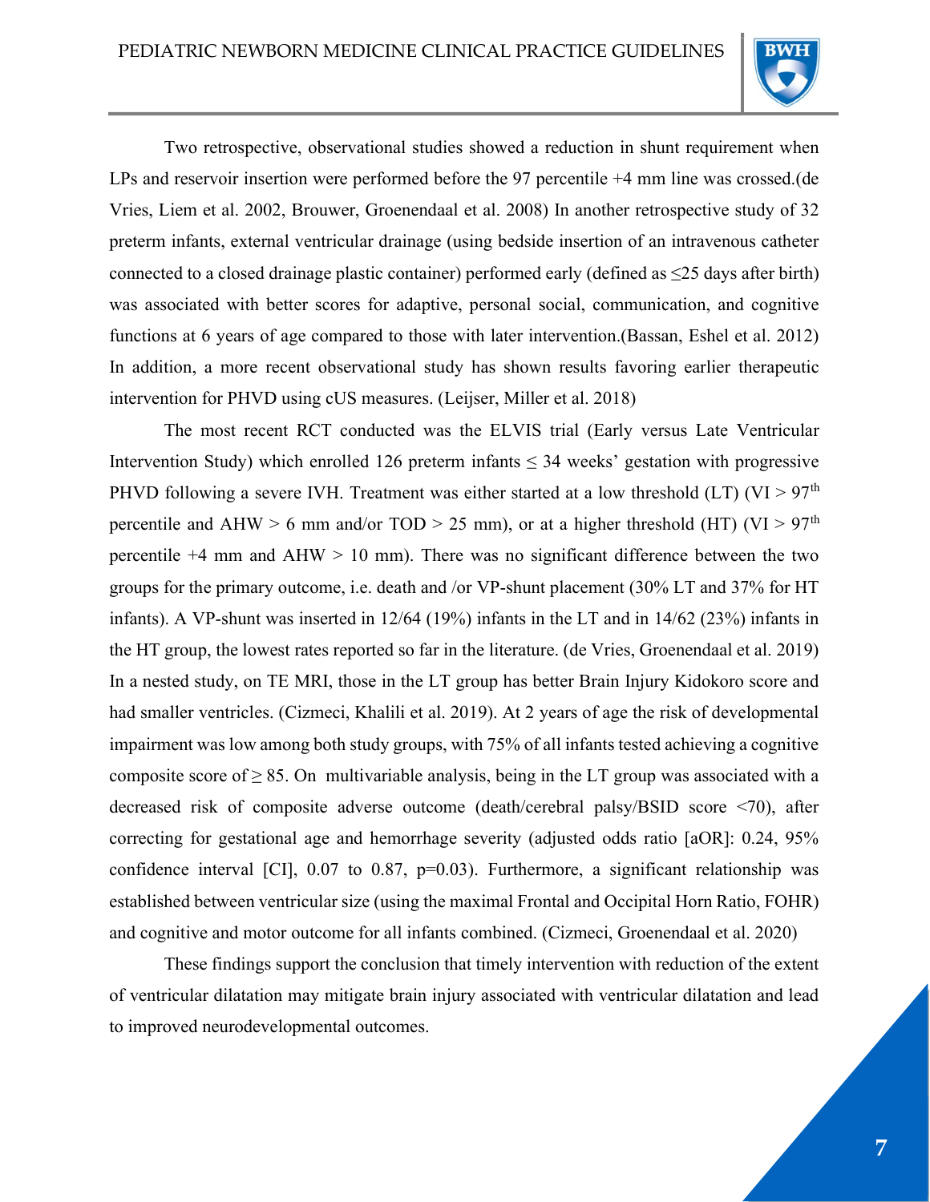Two retrospective, observational studies showed a reduction in shunt requirement when LPs and reservoir insertion were performed before the 97 percentile +4 mm line was crossed.(de Vries, Liem et al. 2002, Brouwer, Groenendaal et al. 2008) In another retrospective study of 32 preterm infants, external ventricular drainage (using bedside insertion of an intravenous catheter connected to a closed drainage plastic container) performed early (defined as ≤25 days after birth) was associated with better scores for adaptive, personal social, communication, and cognitive functions at 6 years of age compared to those with later intervention.(Bassan, Eshel et al. 2012) In addition, a more recent observational study has shown results favoring earlier therapeutic intervention for PHVD using cUS measures. (Leijser, Miller et al. 2018)

The most recent RCT conducted was the ELVIS trial (Early versus Late Ventricular Intervention Study) which enrolled 126 preterm infants ≤ 34 weeks' gestation with progressive PHVD following a severe IVH. Treatment was either started at a low threshold (LT) (VI > 97$^{th}$ percentile and AHW > 6 mm and/or TOD > 25 mm), or at a higher threshold (HT) (VI > 97$^{th}$ percentile +4 mm and AHW > 10 mm). There was no significant difference between the two groups for the primary outcome, i.e. death and /or VP-shunt placement (30% LT and 37% for HT infants). A VP-shunt was inserted in 12/64 (19%) infants in the LT and in 14/62 (23%) infants in the HT group, the lowest rates reported so far in the literature. (de Vries, Groenendaal et al. 2019) In a nested study, on TE MRI, those in the LT group has better Brain Injury Kidokoro score and had smaller ventricles. (Cizmeci, Khalili et al. 2019). At 2 years of age the risk of developmental impairment was low among both study groups, with 75% of all infants tested achieving a cognitive composite score of ≥ 85. On multivariable analysis, being in the LT group was associated with a decreased risk of composite adverse outcome (death/cerebral palsy/BSID score <70), after correcting for gestational age and hemorrhage severity (adjusted odds ratio [aOR]: 0.24, 95% confidence interval [CI], 0.07 to 0.87, p=0.03). Furthermore, a significant relationship was established between ventricular size (using the maximal Frontal and Occipital Horn Ratio, FOHR) and cognitive and motor outcome for all infants combined. (Cizmeci, Groenendaal et al. 2020)

These findings support the conclusion that timely intervention with reduction of the extent of ventricular dilatation may mitigate brain injury associated with ventricular dilatation and lead to improved neurodevelopmental outcomes.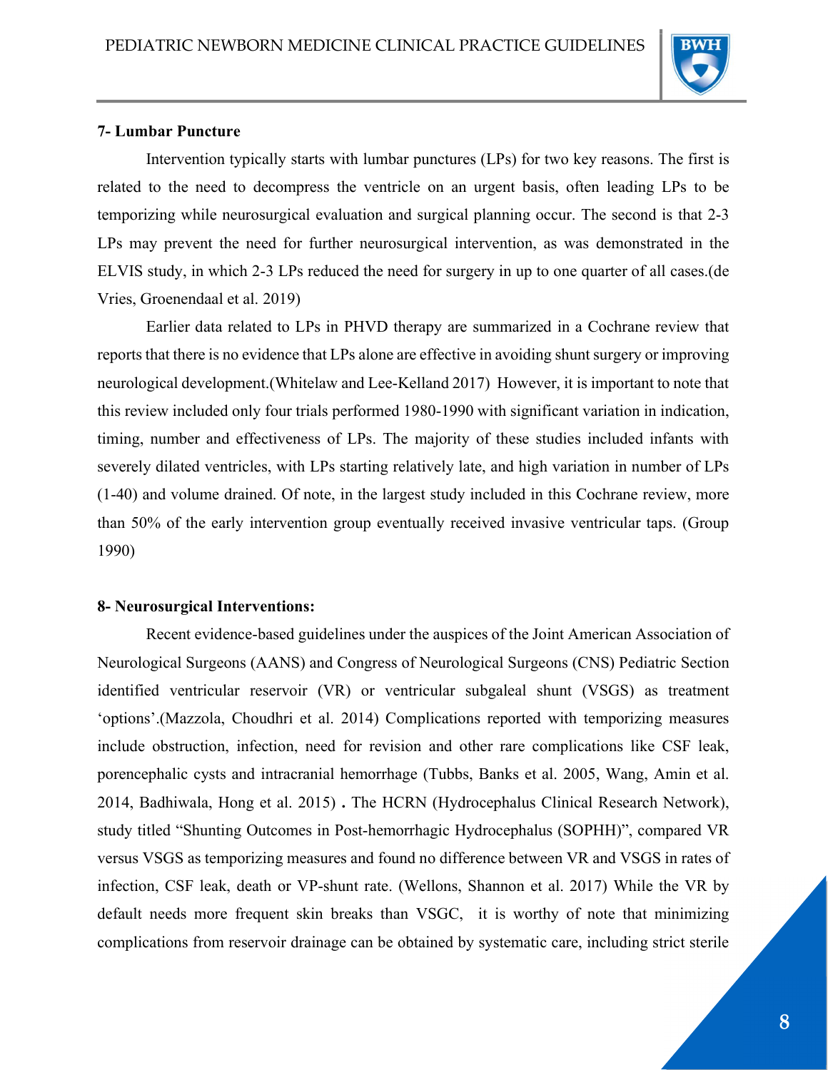**7- Lumbar Puncture**

Intervention typically starts with lumbar punctures (LPs) for two key reasons. The first is related to the need to decompress the ventricle on an urgent basis, often leading LPs to be temporizing while neurosurgical evaluation and surgical planning occur. The second is that 2-3 LPs may prevent the need for further neurosurgical intervention, as was demonstrated in the ELVIS study, in which 2-3 LPs reduced the need for surgery in up to one quarter of all cases.(de Vries, Groenendaal et al. 2019)

Earlier data related to LPs in PHVD therapy are summarized in a Cochrane review that reports that there is no evidence that LPs alone are effective in avoiding shunt surgery or improving neurological development.(Whitelaw and Lee-Kelland 2017) However, it is important to note that this review included only four trials performed 1980-1990 with significant variation in indication, timing, number and effectiveness of LPs. The majority of these studies included infants with severely dilated ventricles, with LPs starting relatively late, and high variation in number of LPs (1-40) and volume drained. Of note, in the largest study included in this Cochrane review, more than 50% of the early intervention group eventually received invasive ventricular taps. (Group 1990)

**8- Neurosurgical Interventions:**

Recent evidence-based guidelines under the auspices of the Joint American Association of Neurological Surgeons (AANS) and Congress of Neurological Surgeons (CNS) Pediatric Section identified ventricular reservoir (VR) or ventricular subgaleal shunt (VSGS) as treatment 'options'.(Mazzola, Choudhri et al. 2014) Complications reported with temporizing measures include obstruction, infection, need for revision and other rare complications like CSF leak, porencephalic cysts and intracranial hemorrhage (Tubbs, Banks et al. 2005, Wang, Amin et al. 2014, Badhiwala, Hong et al. 2015) **.** The HCRN (Hydrocephalus Clinical Research Network), study titled "Shunting Outcomes in Post-hemorrhagic Hydrocephalus (SOPHH)", compared VR versus VSGS as temporizing measures and found no difference between VR and VSGS in rates of infection, CSF leak, death or VP-shunt rate. (Wellons, Shannon et al. 2017) While the VR by default needs more frequent skin breaks than VSGC, it is worthy of note that minimizing complications from reservoir drainage can be obtained by systematic care, including strict sterile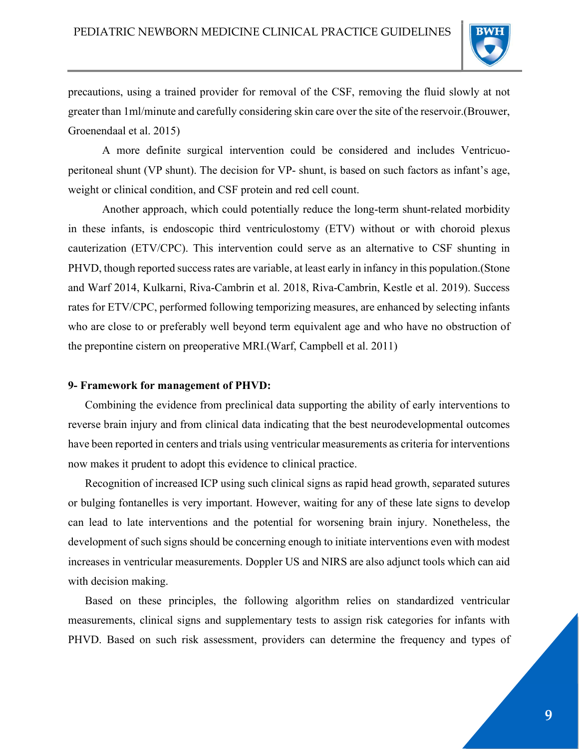precautions, using a trained provider for removal of the CSF, removing the fluid slowly at not greater than 1ml/minute and carefully considering skin care over the site of the reservoir.(Brouwer, Groenendaal et al. 2015)

A more definite surgical intervention could be considered and includes Ventricuo-peritoneal shunt (VP shunt). The decision for VP- shunt, is based on such factors as infant's age, weight or clinical condition, and CSF protein and red cell count.

Another approach, which could potentially reduce the long-term shunt-related morbidity in these infants, is endoscopic third ventriculostomy (ETV) without or with choroid plexus cauterization (ETV/CPC). This intervention could serve as an alternative to CSF shunting in PHVD, though reported success rates are variable, at least early in infancy in this population.(Stone and Warf 2014, Kulkarni, Riva-Cambrin et al. 2018, Riva-Cambrin, Kestle et al. 2019). Success rates for ETV/CPC, performed following temporizing measures, are enhanced by selecting infants who are close to or preferably well beyond term equivalent age and who have no obstruction of the prepontine cistern on preoperative MRI.(Warf, Campbell et al. 2011)

**9- Framework for management of PHVD:**

Combining the evidence from preclinical data supporting the ability of early interventions to reverse brain injury and from clinical data indicating that the best neurodevelopmental outcomes have been reported in centers and trials using ventricular measurements as criteria for interventions now makes it prudent to adopt this evidence to clinical practice.

Recognition of increased ICP using such clinical signs as rapid head growth, separated sutures or bulging fontanelles is very important. However, waiting for any of these late signs to develop can lead to late interventions and the potential for worsening brain injury. Nonetheless, the development of such signs should be concerning enough to initiate interventions even with modest increases in ventricular measurements. Doppler US and NIRS are also adjunct tools which can aid with decision making.

Based on these principles, the following algorithm relies on standardized ventricular measurements, clinical signs and supplementary tests to assign risk categories for infants with PHVD. Based on such risk assessment, providers can determine the frequency and types of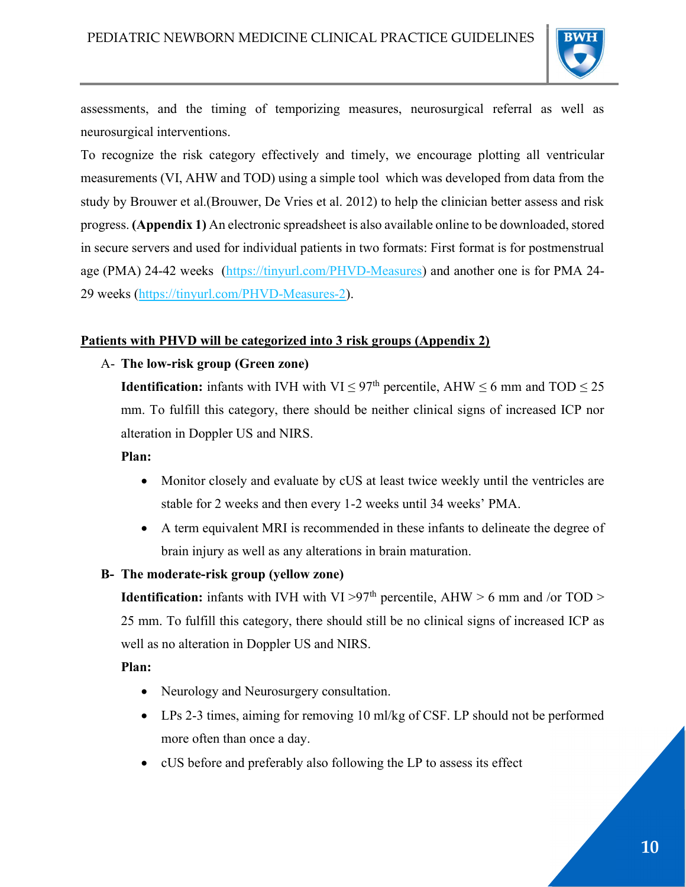assessments, and the timing of temporizing measures, neurosurgical referral as well as neurosurgical interventions.

To recognize the risk category effectively and timely, we encourage plotting all ventricular measurements (VI, AHW and TOD) using a simple tool which was developed from data from the study by Brouwer et al.(Brouwer, De Vries et al. 2012) to help the clinician better assess and risk progress. **(Appendix 1)** An electronic spreadsheet is also available online to be downloaded, stored in secure servers and used for individual patients in two formats: First format is for postmenstrual age (PMA) 24-42 weeks (https://tinyurl.com/PHVD-Measures) and another one is for PMA 24-29 weeks (https://tinyurl.com/PHVD-Measures-2).

**Patients with PHVD will be categorized into 3 risk groups (Appendix 2)**

A- **The low-risk group (Green zone)**

**Identification:** infants with IVH with VI ≤ 97th percentile, AHW ≤ 6 mm and TOD ≤ 25 mm. To fulfill this category, there should be neither clinical signs of increased ICP nor alteration in Doppler US and NIRS.

**Plan:**

- Monitor closely and evaluate by cUS at least twice weekly until the ventricles are stable for 2 weeks and then every 1-2 weeks until 34 weeks' PMA.
- A term equivalent MRI is recommended in these infants to delineate the degree of brain injury as well as any alterations in brain maturation.

B- **The moderate-risk group (yellow zone)**

**Identification:** infants with IVH with VI >97th percentile, AHW > 6 mm and /or TOD > 25 mm. To fulfill this category, there should still be no clinical signs of increased ICP as well as no alteration in Doppler US and NIRS.

**Plan:**

- Neurology and Neurosurgery consultation.
- LPs 2-3 times, aiming for removing 10 ml/kg of CSF. LP should not be performed more often than once a day.
- cUS before and preferably also following the LP to assess its effect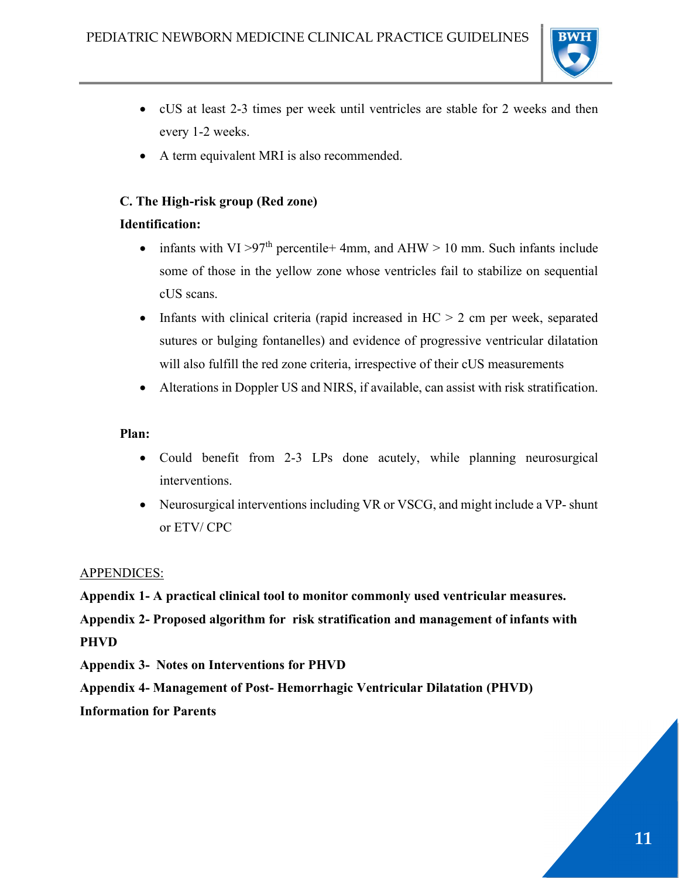- cUS at least 2-3 times per week until ventricles are stable for 2 weeks and then every 1-2 weeks.
- A term equivalent MRI is also recommended.

**C. The High-risk group (Red zone)**

**Identification:**

- infants with VI >97th percentile+ 4mm, and AHW > 10 mm. Such infants include some of those in the yellow zone whose ventricles fail to stabilize on sequential cUS scans.
- Infants with clinical criteria (rapid increased in HC > 2 cm per week, separated sutures or bulging fontanelles) and evidence of progressive ventricular dilatation will also fulfill the red zone criteria, irrespective of their cUS measurements
- Alterations in Doppler US and NIRS, if available, can assist with risk stratification.

**Plan:**

- Could benefit from 2-3 LPs done acutely, while planning neurosurgical interventions.
- Neurosurgical interventions including VR or VSCG, and might include a VP- shunt or ETV/ CPC

APPENDICES:

**Appendix 1- A practical clinical tool to monitor commonly used ventricular measures.**

**Appendix 2- Proposed algorithm for risk stratification and management of infants with PHVD**

**Appendix 3- Notes on Interventions for PHVD**

**Appendix 4- Management of Post- Hemorrhagic Ventricular Dilatation (PHVD) Information for Parents**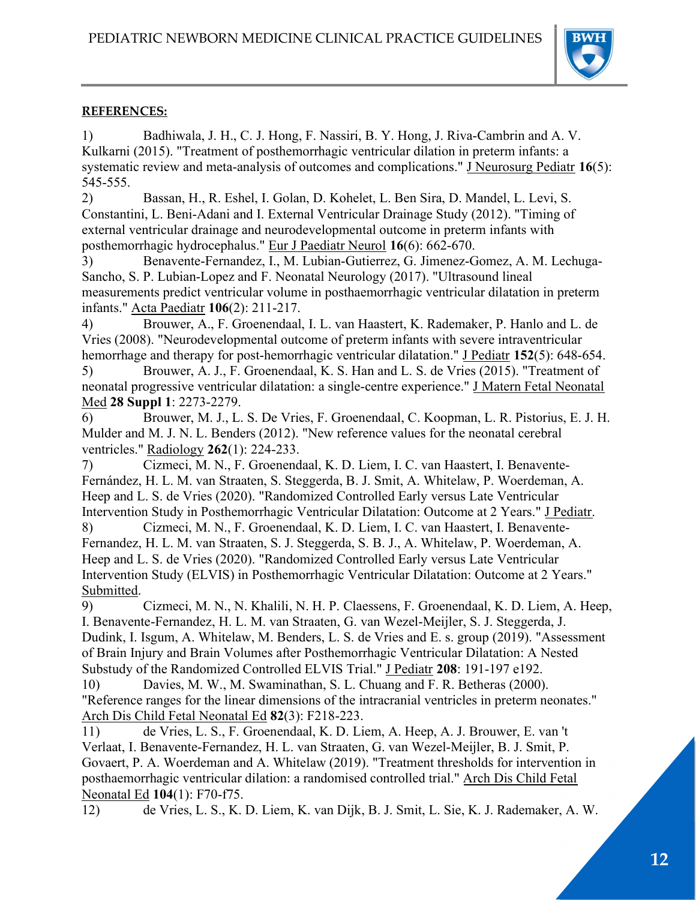**REFERENCES:**

1) Badhiwala, J. H., C. J. Hong, F. Nassiri, B. Y. Hong, J. Riva-Cambrin and A. V. Kulkarni (2015). "Treatment of posthemorrhagic ventricular dilation in preterm infants: a systematic review and meta-analysis of outcomes and complications." J Neurosurg Pediatr **16**(5): 545-555.

2) Bassan, H., R. Eshel, I. Golan, D. Kohelet, L. Ben Sira, D. Mandel, L. Levi, S. Constantini, L. Beni-Adani and I. External Ventricular Drainage Study (2012). "Timing of external ventricular drainage and neurodevelopmental outcome in preterm infants with posthemorrhagic hydrocephalus." Eur J Paediatr Neurol **16**(6): 662-670.

3) Benavente-Fernandez, I., M. Lubian-Gutierrez, G. Jimenez-Gomez, A. M. Lechuga-Sancho, S. P. Lubian-Lopez and F. Neonatal Neurology (2017). "Ultrasound lineal measurements predict ventricular volume in posthaemorrhagic ventricular dilatation in preterm infants." Acta Paediatr **106**(2): 211-217.

4) Brouwer, A., F. Groenendaal, I. L. van Haastert, K. Rademaker, P. Hanlo and L. de Vries (2008). "Neurodevelopmental outcome of preterm infants with severe intraventricular hemorrhage and therapy for post-hemorrhagic ventricular dilatation." J Pediatr **152**(5): 648-654.

5) Brouwer, A. J., F. Groenendaal, K. S. Han and L. S. de Vries (2015). "Treatment of neonatal progressive ventricular dilatation: a single-centre experience." J Matern Fetal Neonatal Med **28 Suppl 1**: 2273-2279.

6) Brouwer, M. J., L. S. De Vries, F. Groenendaal, C. Koopman, L. R. Pistorius, E. J. H. Mulder and M. J. N. L. Benders (2012). "New reference values for the neonatal cerebral ventricles." Radiology **262**(1): 224-233.

7) Cizmeci, M. N., F. Groenendaal, K. D. Liem, I. C. van Haastert, I. Benavente-Fernández, H. L. M. van Straaten, S. Steggerda, B. J. Smit, A. Whitelaw, P. Woerdeman, A. Heep and L. S. de Vries (2020). "Randomized Controlled Early versus Late Ventricular Intervention Study in Posthemorrhagic Ventricular Dilatation: Outcome at 2 Years." J Pediatr.

8) Cizmeci, M. N., F. Groenendaal, K. D. Liem, I. C. van Haastert, I. Benavente-Fernandez, H. L. M. van Straaten, S. J. Steggerda, S. B. J., A. Whitelaw, P. Woerdeman, A. Heep and L. S. de Vries (2020). "Randomized Controlled Early versus Late Ventricular Intervention Study (ELVIS) in Posthemorrhagic Ventricular Dilatation: Outcome at 2 Years." Submitted.

9) Cizmeci, M. N., N. Khalili, N. H. P. Claessens, F. Groenendaal, K. D. Liem, A. Heep, I. Benavente-Fernandez, H. L. M. van Straaten, G. van Wezel-Meijler, S. J. Steggerda, J. Dudink, I. Isgum, A. Whitelaw, M. Benders, L. S. de Vries and E. s. group (2019). "Assessment of Brain Injury and Brain Volumes after Posthemorrhagic Ventricular Dilatation: A Nested Substudy of the Randomized Controlled ELVIS Trial." J Pediatr **208**: 191-197 e192.

10) Davies, M. W., M. Swaminathan, S. L. Chuang and F. R. Betheras (2000). "Reference ranges for the linear dimensions of the intracranial ventricles in preterm neonates." Arch Dis Child Fetal Neonatal Ed **82**(3): F218-223.

11) de Vries, L. S., F. Groenendaal, K. D. Liem, A. Heep, A. J. Brouwer, E. van 't Verlaat, I. Benavente-Fernandez, H. L. van Straaten, G. van Wezel-Meijler, B. J. Smit, P. Govaert, P. A. Woerdeman and A. Whitelaw (2019). "Treatment thresholds for intervention in posthaemorrhagic ventricular dilation: a randomised controlled trial." Arch Dis Child Fetal Neonatal Ed **104**(1): F70-f75.

12) de Vries, L. S., K. D. Liem, K. van Dijk, B. J. Smit, L. Sie, K. J. Rademaker, A. W.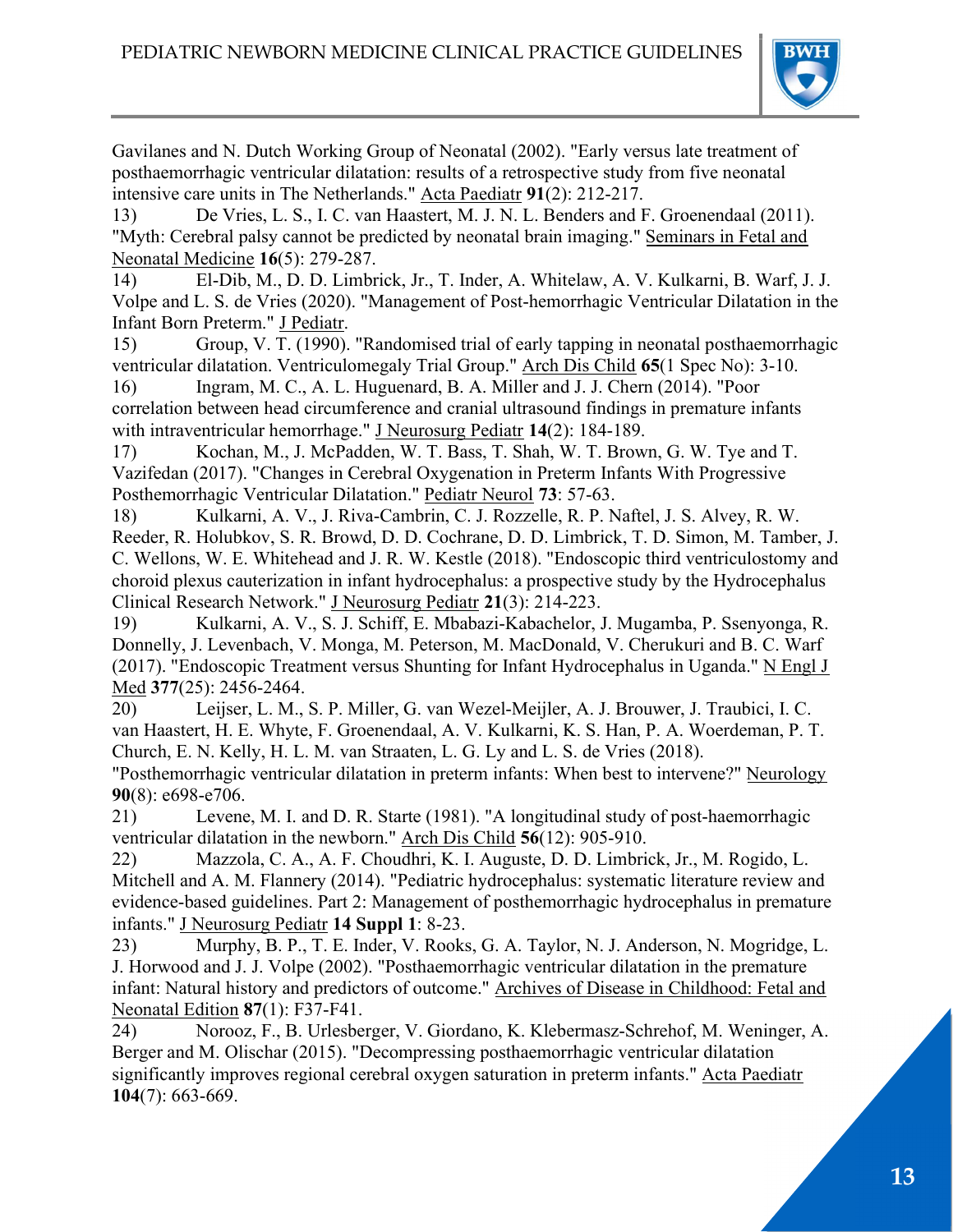Gavilanes and N. Dutch Working Group of Neonatal (2002). "Early versus late treatment of posthaemorrhagic ventricular dilatation: results of a retrospective study from five neonatal intensive care units in The Netherlands." Acta Paediatr **91**(2): 212-217.

13) De Vries, L. S., I. C. van Haastert, M. J. N. L. Benders and F. Groenendaal (2011). "Myth: Cerebral palsy cannot be predicted by neonatal brain imaging." Seminars in Fetal and Neonatal Medicine **16**(5): 279-287.

14) El-Dib, M., D. D. Limbrick, Jr., T. Inder, A. Whitelaw, A. V. Kulkarni, B. Warf, J. J. Volpe and L. S. de Vries (2020). "Management of Post-hemorrhagic Ventricular Dilatation in the Infant Born Preterm." J Pediatr.

15) Group, V. T. (1990). "Randomised trial of early tapping in neonatal posthaemorrhagic ventricular dilatation. Ventriculomegaly Trial Group." Arch Dis Child **65**(1 Spec No): 3-10.

16) Ingram, M. C., A. L. Huguenard, B. A. Miller and J. J. Chern (2014). "Poor correlation between head circumference and cranial ultrasound findings in premature infants with intraventricular hemorrhage." J Neurosurg Pediatr **14**(2): 184-189.

17) Kochan, M., J. McPadden, W. T. Bass, T. Shah, W. T. Brown, G. W. Tye and T. Vazifedan (2017). "Changes in Cerebral Oxygenation in Preterm Infants With Progressive Posthemorrhagic Ventricular Dilatation." Pediatr Neurol **73**: 57-63.

18) Kulkarni, A. V., J. Riva-Cambrin, C. J. Rozzelle, R. P. Naftel, J. S. Alvey, R. W. Reeder, R. Holubkov, S. R. Browd, D. D. Cochrane, D. D. Limbrick, T. D. Simon, M. Tamber, J. C. Wellons, W. E. Whitehead and J. R. W. Kestle (2018). "Endoscopic third ventriculostomy and choroid plexus cauterization in infant hydrocephalus: a prospective study by the Hydrocephalus Clinical Research Network." J Neurosurg Pediatr **21**(3): 214-223.

19) Kulkarni, A. V., S. J. Schiff, E. Mbabazi-Kabachelor, J. Mugamba, P. Ssenyonga, R. Donnelly, J. Levenbach, V. Monga, M. Peterson, M. MacDonald, V. Cherukuri and B. C. Warf (2017). "Endoscopic Treatment versus Shunting for Infant Hydrocephalus in Uganda." N Engl J Med **377**(25): 2456-2464.

20) Leijser, L. M., S. P. Miller, G. van Wezel-Meijler, A. J. Brouwer, J. Traubici, I. C. van Haastert, H. E. Whyte, F. Groenendaal, A. V. Kulkarni, K. S. Han, P. A. Woerdeman, P. T. Church, E. N. Kelly, H. L. M. van Straaten, L. G. Ly and L. S. de Vries (2018). "Posthemorrhagic ventricular dilatation in preterm infants: When best to intervene?" Neurology **90**(8): e698-e706.

21) Levene, M. I. and D. R. Starte (1981). "A longitudinal study of post-haemorrhagic ventricular dilatation in the newborn." Arch Dis Child **56**(12): 905-910.

22) Mazzola, C. A., A. F. Choudhri, K. I. Auguste, D. D. Limbrick, Jr., M. Rogido, L. Mitchell and A. M. Flannery (2014). "Pediatric hydrocephalus: systematic literature review and evidence-based guidelines. Part 2: Management of posthemorrhagic hydrocephalus in premature infants." J Neurosurg Pediatr **14 Suppl 1**: 8-23.

23) Murphy, B. P., T. E. Inder, V. Rooks, G. A. Taylor, N. J. Anderson, N. Mogridge, L. J. Horwood and J. J. Volpe (2002). "Posthaemorrhagic ventricular dilatation in the premature infant: Natural history and predictors of outcome." Archives of Disease in Childhood: Fetal and Neonatal Edition **87**(1): F37-F41.

24) Norooz, F., B. Urlesberger, V. Giordano, K. Klebermasz-Schrehof, M. Weninger, A. Berger and M. Olischar (2015). "Decompressing posthaemorrhagic ventricular dilatation significantly improves regional cerebral oxygen saturation in preterm infants." Acta Paediatr **104**(7): 663-669.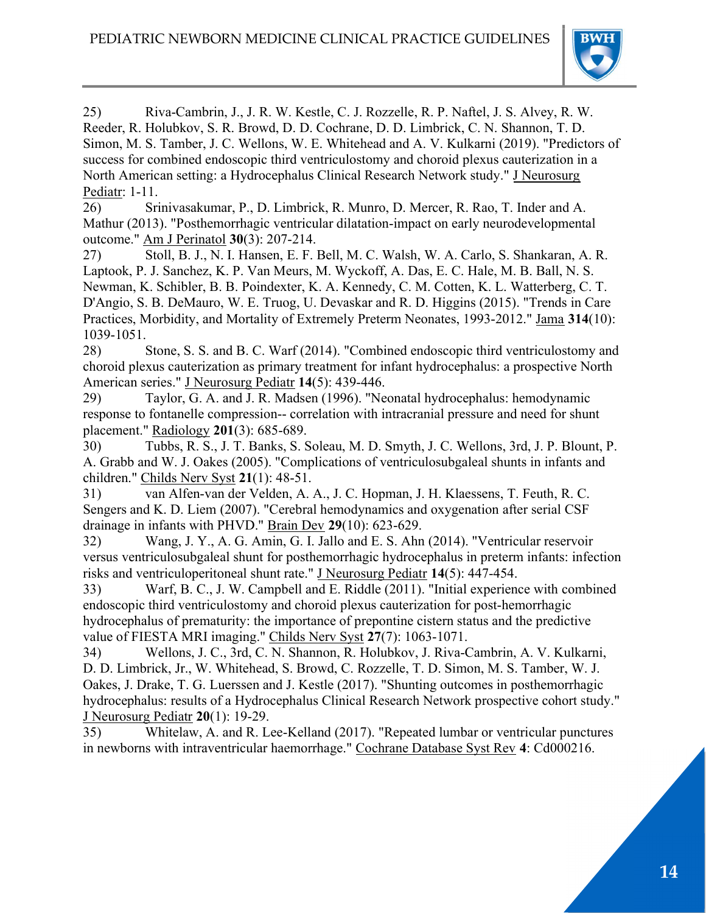25) Riva-Cambrin, J., J. R. W. Kestle, C. J. Rozzelle, R. P. Naftel, J. S. Alvey, R. W. Reeder, R. Holubkov, S. R. Browd, D. D. Cochrane, D. D. Limbrick, C. N. Shannon, T. D. Simon, M. S. Tamber, J. C. Wellons, W. E. Whitehead and A. V. Kulkarni (2019). "Predictors of success for combined endoscopic third ventriculostomy and choroid plexus cauterization in a North American setting: a Hydrocephalus Clinical Research Network study." J Neurosurg Pediatr: 1-11.

26) Srinivasakumar, P., D. Limbrick, R. Munro, D. Mercer, R. Rao, T. Inder and A. Mathur (2013). "Posthemorrhagic ventricular dilatation-impact on early neurodevelopmental outcome." Am J Perinatol **30**(3): 207-214.

27) Stoll, B. J., N. I. Hansen, E. F. Bell, M. C. Walsh, W. A. Carlo, S. Shankaran, A. R. Laptook, P. J. Sanchez, K. P. Van Meurs, M. Wyckoff, A. Das, E. C. Hale, M. B. Ball, N. S. Newman, K. Schibler, B. B. Poindexter, K. A. Kennedy, C. M. Cotten, K. L. Watterberg, C. T. D'Angio, S. B. DeMauro, W. E. Truog, U. Devaskar and R. D. Higgins (2015). "Trends in Care Practices, Morbidity, and Mortality of Extremely Preterm Neonates, 1993-2012." Jama **314**(10): 1039-1051.

28) Stone, S. S. and B. C. Warf (2014). "Combined endoscopic third ventriculostomy and choroid plexus cauterization as primary treatment for infant hydrocephalus: a prospective North American series." J Neurosurg Pediatr **14**(5): 439-446.

29) Taylor, G. A. and J. R. Madsen (1996). "Neonatal hydrocephalus: hemodynamic response to fontanelle compression-- correlation with intracranial pressure and need for shunt placement." Radiology **201**(3): 685-689.

30) Tubbs, R. S., J. T. Banks, S. Soleau, M. D. Smyth, J. C. Wellons, 3rd, J. P. Blount, P. A. Grabb and W. J. Oakes (2005). "Complications of ventriculosubgaleal shunts in infants and children." Childs Nerv Syst **21**(1): 48-51.

31) van Alfen-van der Velden, A. A., J. C. Hopman, J. H. Klaessens, T. Feuth, R. C. Sengers and K. D. Liem (2007). "Cerebral hemodynamics and oxygenation after serial CSF drainage in infants with PHVD." Brain Dev **29**(10): 623-629.

32) Wang, J. Y., A. G. Amin, G. I. Jallo and E. S. Ahn (2014). "Ventricular reservoir versus ventriculosubgaleal shunt for posthemorrhagic hydrocephalus in preterm infants: infection risks and ventriculoperitoneal shunt rate." J Neurosurg Pediatr **14**(5): 447-454.

33) Warf, B. C., J. W. Campbell and E. Riddle (2011). "Initial experience with combined endoscopic third ventriculostomy and choroid plexus cauterization for post-hemorrhagic hydrocephalus of prematurity: the importance of prepontine cistern status and the predictive value of FIESTA MRI imaging." Childs Nerv Syst **27**(7): 1063-1071.

34) Wellons, J. C., 3rd, C. N. Shannon, R. Holubkov, J. Riva-Cambrin, A. V. Kulkarni, D. D. Limbrick, Jr., W. Whitehead, S. Browd, C. Rozzelle, T. D. Simon, M. S. Tamber, W. J. Oakes, J. Drake, T. G. Luerssen and J. Kestle (2017). "Shunting outcomes in posthemorrhagic hydrocephalus: results of a Hydrocephalus Clinical Research Network prospective cohort study." J Neurosurg Pediatr **20**(1): 19-29.

35) Whitelaw, A. and R. Lee-Kelland (2017). "Repeated lumbar or ventricular punctures in newborns with intraventricular haemorrhage." Cochrane Database Syst Rev **4**: Cd000216.